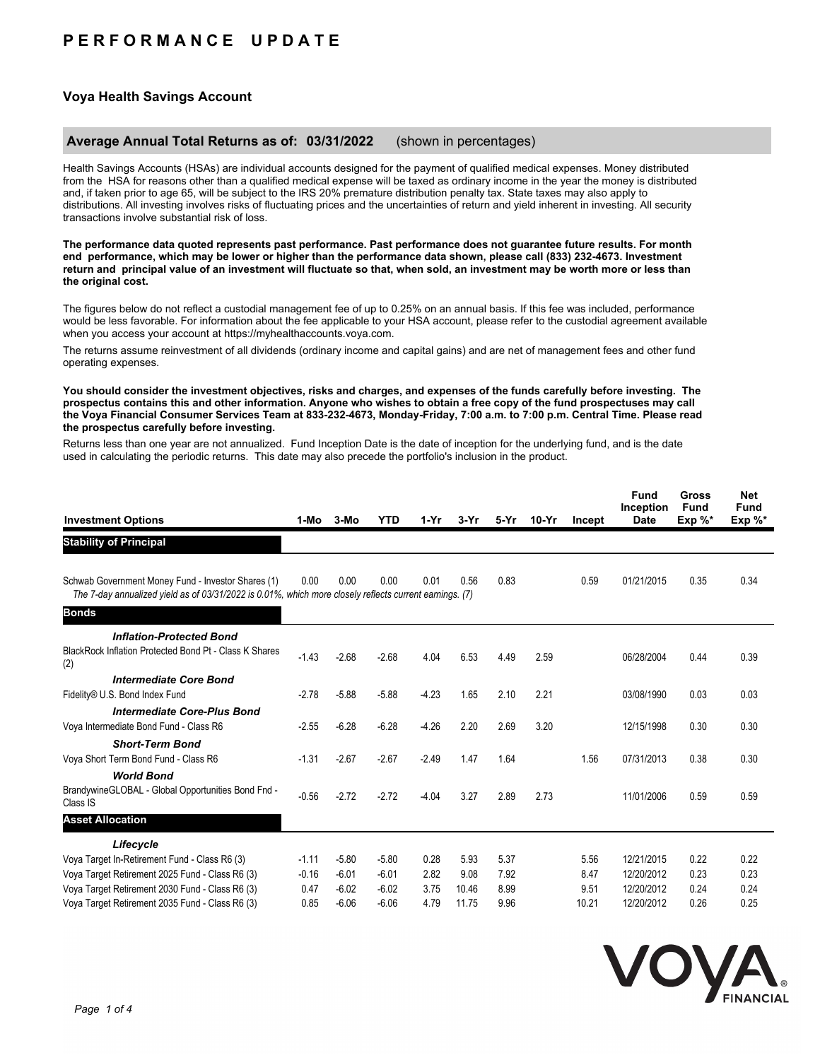# PERFORMANCE UPDATE

## Voya Health Savings Account

### Average Annual Total Returns as of: 03/31/2022 (shown in percentages)

Health Savings Accounts (HSAs) are individual accounts designed for the payment of qualified medical expenses. Money distributed from the HSA for reasons other than a qualified medical expense will be taxed as ordinary income in the year the money is distributed and, if taken prior to age 65, will be subject to the IRS 20% premature distribution penalty tax. State taxes may also apply to distributions. All investing involves risks of fluctuating prices and the uncertainties of return and yield inherent in investing. All security transactions involve substantial risk of loss.

**The performance data quoted represents past performance. Past performance does not guarantee future results. For month end performance, which may be lower or higher than the performance data shown, please call (833) 232-4673. Investment return and principal value of an investment will fluctuate so that, when sold, an investment may be worth more or less than the original cost.**

The figures below do not reflect a custodial management fee of up to 0.25% on an annual basis. If this fee was included, performance would be less favorable. For information about the fee applicable to your HSA account, please refer to the custodial agreement available when you access your account at https://myhealthaccounts.voya.com.

The returns assume reinvestment of all dividends (ordinary income and capital gains) and are net of management fees and other fund operating expenses.

**You should consider the investment objectives, risks and charges, and expenses of the funds carefully before investing. The prospectus contains this and other information. Anyone who wishes to obtain a free copy of the fund prospectuses may call the Voya Financial Consumer Services Team at 833-232-4673, Monday-Friday, 7:00 a.m. to 7:00 p.m. Central Time. Please read the prospectus carefully before investing.**

Returns less than one year are not annualized. Fund Inception Date is the date of inception for the underlying fund, and is the date used in calculating the periodic returns. This date may also precede the portfolio's inclusion in the product.

| Investment Options | 1-Mo | 3-Mo | YTD | 1-Yr | 3-Yr | 5-Yr | 10-Yr | Incept | Fund Inception Date | Gross Fund Exp %* | Net Fund Exp %* |
|---|---|---|---|---|---|---|---|---|---|---|---|
| **Stability of Principal** | | | | | | | | | | | |
| Schwab Government Money Fund - Investor Shares (1) | 0.00 | 0.00 | 0.00 | 0.01 | 0.56 | 0.83 | | 0.59 | 01/21/2015 | 0.35 | 0.34 |
| *The 7-day annualized yield as of 03/31/2022 is 0.01%, which more closely reflects current earnings. (7)* | | | | | | | | | | | |
| **Bonds** | | | | | | | | | | | |
| ***Inflation-Protected Bond*** | | | | | | | | | | | |
| BlackRock Inflation Protected Bond Pt - Class K Shares (2) | -1.43 | -2.68 | -2.68 | 4.04 | 6.53 | 4.49 | 2.59 | | 06/28/2004 | 0.44 | 0.39 |
| ***Intermediate Core Bond*** | | | | | | | | | | | |
| Fidelity® U.S. Bond Index Fund | -2.78 | -5.88 | -5.88 | -4.23 | 1.65 | 2.10 | 2.21 | | 03/08/1990 | 0.03 | 0.03 |
| ***Intermediate Core-Plus Bond*** | | | | | | | | | | | |
| Voya Intermediate Bond Fund - Class R6 | -2.55 | -6.28 | -6.28 | -4.26 | 2.20 | 2.69 | 3.20 | | 12/15/1998 | 0.30 | 0.30 |
| ***Short-Term Bond*** | | | | | | | | | | | |
| Voya Short Term Bond Fund - Class R6 | -1.31 | -2.67 | -2.67 | -2.49 | 1.47 | 1.64 | | 1.56 | 07/31/2013 | 0.38 | 0.30 |
| ***World Bond*** | | | | | | | | | | | |
| BrandywineGLOBAL - Global Opportunities Bond Fnd - Class IS | -0.56 | -2.72 | -2.72 | -4.04 | 3.27 | 2.89 | 2.73 | | 11/01/2006 | 0.59 | 0.59 |
| **Asset Allocation** | | | | | | | | | | | |
| ***Lifecycle*** | | | | | | | | | | | |
| Voya Target In-Retirement Fund - Class R6 (3) | -1.11 | -5.80 | -5.80 | 0.28 | 5.93 | 5.37 | | 5.56 | 12/21/2015 | 0.22 | 0.22 |
| Voya Target Retirement 2025 Fund - Class R6 (3) | -0.16 | -6.01 | -6.01 | 2.82 | 9.08 | 7.92 | | 8.47 | 12/20/2012 | 0.23 | 0.23 |
| Voya Target Retirement 2030 Fund - Class R6 (3) | 0.47 | -6.02 | -6.02 | 3.75 | 10.46 | 8.99 | | 9.51 | 12/20/2012 | 0.24 | 0.24 |
| Voya Target Retirement 2035 Fund - Class R6 (3) | 0.85 | -6.06 | -6.06 | 4.79 | 11.75 | 9.96 | | 10.21 | 12/20/2012 | 0.26 | 0.25 |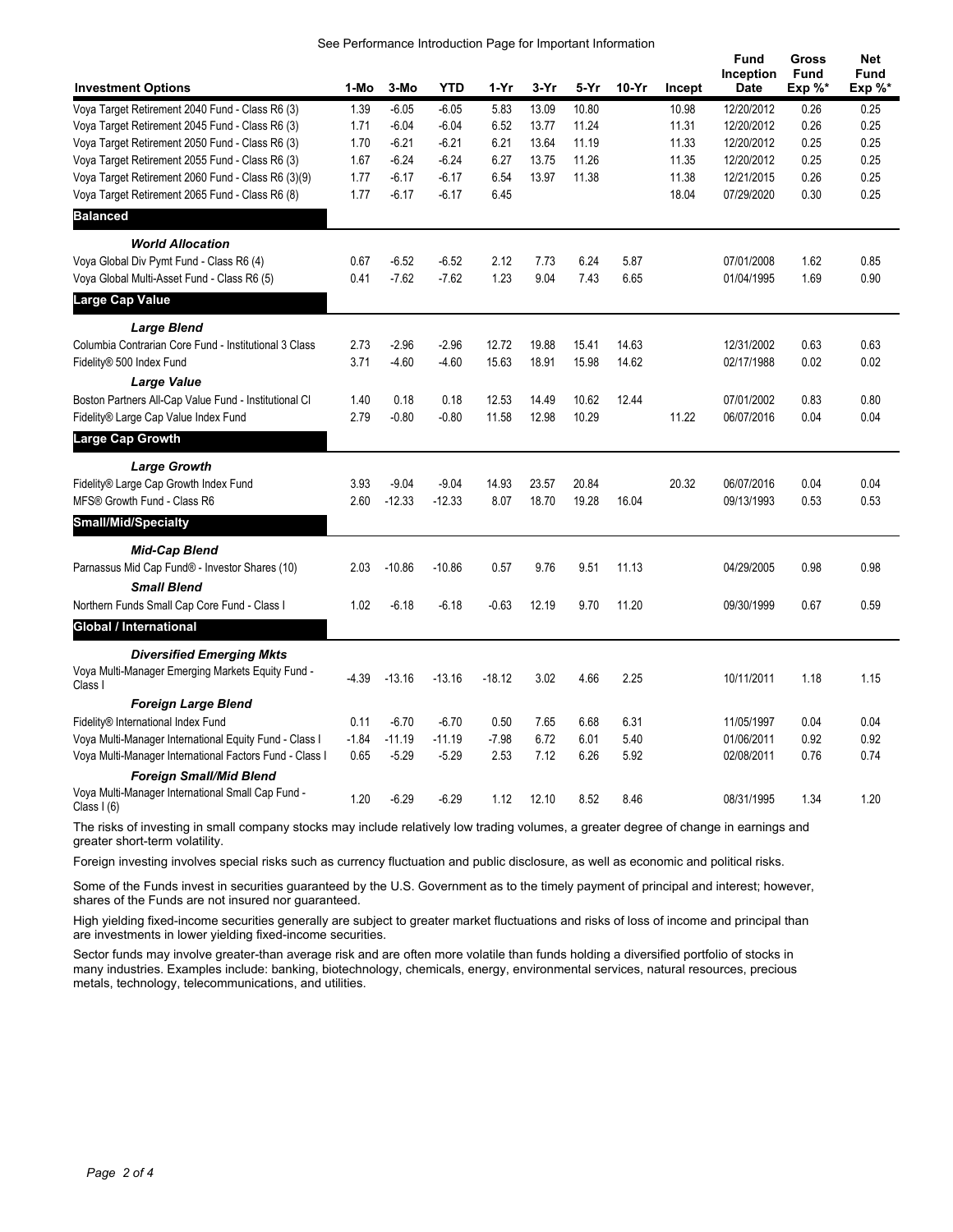See Performance Introduction Page for Important Information

| Investment Options | 1-Mo | 3-Mo | YTD | 1-Yr | 3-Yr | 5-Yr | 10-Yr | Incept | Fund Inception Date | Gross Fund Exp %* | Net Fund Exp %* |
|---|---|---|---|---|---|---|---|---|---|---|---|
| Voya Target Retirement 2040 Fund - Class R6 (3) | 1.39 | -6.05 | -6.05 | 5.83 | 13.09 | 10.80 | | 10.98 | 12/20/2012 | 0.26 | 0.25 |
| Voya Target Retirement 2045 Fund - Class R6 (3) | 1.71 | -6.04 | -6.04 | 6.52 | 13.77 | 11.24 | | 11.31 | 12/20/2012 | 0.26 | 0.25 |
| Voya Target Retirement 2050 Fund - Class R6 (3) | 1.70 | -6.21 | -6.21 | 6.21 | 13.64 | 11.19 | | 11.33 | 12/20/2012 | 0.25 | 0.25 |
| Voya Target Retirement 2055 Fund - Class R6 (3) | 1.67 | -6.24 | -6.24 | 6.27 | 13.75 | 11.26 | | 11.35 | 12/20/2012 | 0.25 | 0.25 |
| Voya Target Retirement 2060 Fund - Class R6 (3)(9) | 1.77 | -6.17 | -6.17 | 6.54 | 13.97 | 11.38 | | 11.38 | 12/21/2015 | 0.26 | 0.25 |
| Voya Target Retirement 2065 Fund - Class R6 (8) | 1.77 | -6.17 | -6.17 | 6.45 | | | | 18.04 | 07/29/2020 | 0.30 | 0.25 |
| **Balanced** | | | | | | | | | | | |
| ***World Allocation*** | | | | | | | | | | | |
| Voya Global Div Pymt Fund - Class R6 (4) | 0.67 | -6.52 | -6.52 | 2.12 | 7.73 | 6.24 | 5.87 | | 07/01/2008 | 1.62 | 0.85 |
| Voya Global Multi-Asset Fund - Class R6 (5) | 0.41 | -7.62 | -7.62 | 1.23 | 9.04 | 7.43 | 6.65 | | 01/04/1995 | 1.69 | 0.90 |
| **Large Cap Value** | | | | | | | | | | | |
| ***Large Blend*** | | | | | | | | | | | |
| Columbia Contrarian Core Fund - Institutional 3 Class | 2.73 | -2.96 | -2.96 | 12.72 | 19.88 | 15.41 | 14.63 | | 12/31/2002 | 0.63 | 0.63 |
| Fidelity® 500 Index Fund | 3.71 | -4.60 | -4.60 | 15.63 | 18.91 | 15.98 | 14.62 | | 02/17/1988 | 0.02 | 0.02 |
| ***Large Value*** | | | | | | | | | | | |
| Boston Partners All-Cap Value Fund - Institutional Cl | 1.40 | 0.18 | 0.18 | 12.53 | 14.49 | 10.62 | 12.44 | | 07/01/2002 | 0.83 | 0.80 |
| Fidelity® Large Cap Value Index Fund | 2.79 | -0.80 | -0.80 | 11.58 | 12.98 | 10.29 | | 11.22 | 06/07/2016 | 0.04 | 0.04 |
| **Large Cap Growth** | | | | | | | | | | | |
| ***Large Growth*** | | | | | | | | | | | |
| Fidelity® Large Cap Growth Index Fund | 3.93 | -9.04 | -9.04 | 14.93 | 23.57 | 20.84 | | 20.32 | 06/07/2016 | 0.04 | 0.04 |
| MFS® Growth Fund - Class R6 | 2.60 | -12.33 | -12.33 | 8.07 | 18.70 | 19.28 | 16.04 | | 09/13/1993 | 0.53 | 0.53 |
| **Small/Mid/Specialty** | | | | | | | | | | | |
| ***Mid-Cap Blend*** | | | | | | | | | | | |
| Parnassus Mid Cap Fund® - Investor Shares (10) | 2.03 | -10.86 | -10.86 | 0.57 | 9.76 | 9.51 | 11.13 | | 04/29/2005 | 0.98 | 0.98 |
| ***Small Blend*** | | | | | | | | | | | |
| Northern Funds Small Cap Core Fund - Class I | 1.02 | -6.18 | -6.18 | -0.63 | 12.19 | 9.70 | 11.20 | | 09/30/1999 | 0.67 | 0.59 |
| **Global / International** | | | | | | | | | | | |
| ***Diversified Emerging Mkts*** | | | | | | | | | | | |
| Voya Multi-Manager Emerging Markets Equity Fund - Class I | -4.39 | -13.16 | -13.16 | -18.12 | 3.02 | 4.66 | 2.25 | | 10/11/2011 | 1.18 | 1.15 |
| ***Foreign Large Blend*** | | | | | | | | | | | |
| Fidelity® International Index Fund | 0.11 | -6.70 | -6.70 | 0.50 | 7.65 | 6.68 | 6.31 | | 11/05/1997 | 0.04 | 0.04 |
| Voya Multi-Manager International Equity Fund - Class I | -1.84 | -11.19 | -11.19 | -7.98 | 6.72 | 6.01 | 5.40 | | 01/06/2011 | 0.92 | 0.92 |
| Voya Multi-Manager International Factors Fund - Class I | 0.65 | -5.29 | -5.29 | 2.53 | 7.12 | 6.26 | 5.92 | | 02/08/2011 | 0.76 | 0.74 |
| ***Foreign Small/Mid Blend*** | | | | | | | | | | | |
| Voya Multi-Manager International Small Cap Fund - Class I (6) | 1.20 | -6.29 | -6.29 | 1.12 | 12.10 | 8.52 | 8.46 | | 08/31/1995 | 1.34 | 1.20 |

The risks of investing in small company stocks may include relatively low trading volumes, a greater degree of change in earnings and greater short-term volatility.

Foreign investing involves special risks such as currency fluctuation and public disclosure, as well as economic and political risks.

Some of the Funds invest in securities guaranteed by the U.S. Government as to the timely payment of principal and interest; however, shares of the Funds are not insured nor guaranteed.

High yielding fixed-income securities generally are subject to greater market fluctuations and risks of loss of income and principal than are investments in lower yielding fixed-income securities.

Sector funds may involve greater-than average risk and are often more volatile than funds holding a diversified portfolio of stocks in many industries. Examples include: banking, biotechnology, chemicals, energy, environmental services, natural resources, precious metals, technology, telecommunications, and utilities.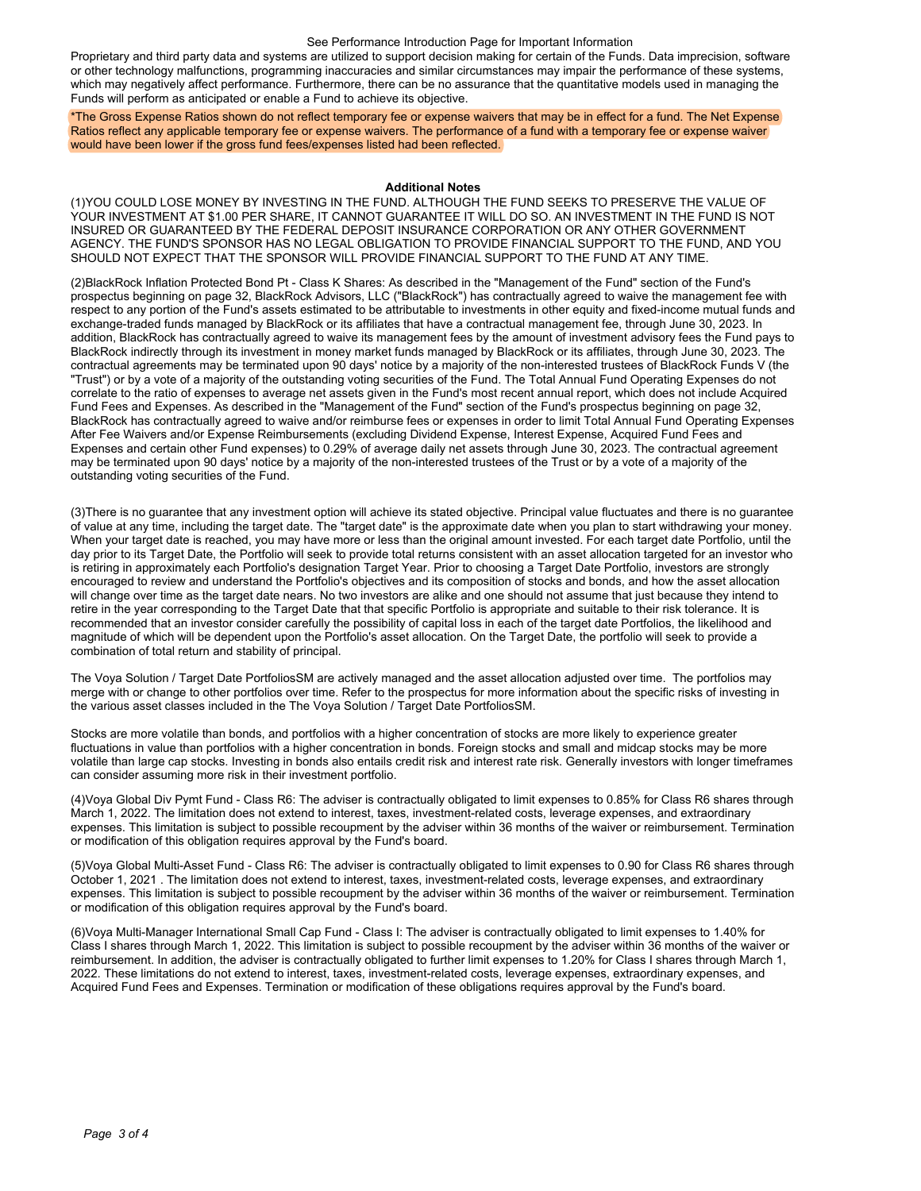See Performance Introduction Page for Important Information

Proprietary and third party data and systems are utilized to support decision making for certain of the Funds. Data imprecision, software or other technology malfunctions, programming inaccuracies and similar circumstances may impair the performance of these systems, which may negatively affect performance. Furthermore, there can be no assurance that the quantitative models used in managing the Funds will perform as anticipated or enable a Fund to achieve its objective.

*The Gross Expense Ratios shown do not reflect temporary fee or expense waivers that may be in effect for a fund. The Net Expense Ratios reflect any applicable temporary fee or expense waivers. The performance of a fund with a temporary fee or expense waiver would have been lower if the gross fund fees/expenses listed had been reflected.

**Additional Notes**

(1)YOU COULD LOSE MONEY BY INVESTING IN THE FUND. ALTHOUGH THE FUND SEEKS TO PRESERVE THE VALUE OF YOUR INVESTMENT AT $1.00 PER SHARE, IT CANNOT GUARANTEE IT WILL DO SO. AN INVESTMENT IN THE FUND IS NOT INSURED OR GUARANTEED BY THE FEDERAL DEPOSIT INSURANCE CORPORATION OR ANY OTHER GOVERNMENT AGENCY. THE FUND'S SPONSOR HAS NO LEGAL OBLIGATION TO PROVIDE FINANCIAL SUPPORT TO THE FUND, AND YOU SHOULD NOT EXPECT THAT THE SPONSOR WILL PROVIDE FINANCIAL SUPPORT TO THE FUND AT ANY TIME.

(2)BlackRock Inflation Protected Bond Pt - Class K Shares: As described in the "Management of the Fund" section of the Fund's prospectus beginning on page 32, BlackRock Advisors, LLC ("BlackRock") has contractually agreed to waive the management fee with respect to any portion of the Fund's assets estimated to be attributable to investments in other equity and fixed-income mutual funds and exchange-traded funds managed by BlackRock or its affiliates that have a contractual management fee, through June 30, 2023. In addition, BlackRock has contractually agreed to waive its management fees by the amount of investment advisory fees the Fund pays to BlackRock indirectly through its investment in money market funds managed by BlackRock or its affiliates, through June 30, 2023. The contractual agreements may be terminated upon 90 days' notice by a majority of the non-interested trustees of BlackRock Funds V (the "Trust") or by a vote of a majority of the outstanding voting securities of the Fund. The Total Annual Fund Operating Expenses do not correlate to the ratio of expenses to average net assets given in the Fund's most recent annual report, which does not include Acquired Fund Fees and Expenses. As described in the "Management of the Fund" section of the Fund's prospectus beginning on page 32, BlackRock has contractually agreed to waive and/or reimburse fees or expenses in order to limit Total Annual Fund Operating Expenses After Fee Waivers and/or Expense Reimbursements (excluding Dividend Expense, Interest Expense, Acquired Fund Fees and Expenses and certain other Fund expenses) to 0.29% of average daily net assets through June 30, 2023. The contractual agreement may be terminated upon 90 days' notice by a majority of the non-interested trustees of the Trust or by a vote of a majority of the outstanding voting securities of the Fund.

(3)There is no guarantee that any investment option will achieve its stated objective. Principal value fluctuates and there is no guarantee of value at any time, including the target date. The "target date" is the approximate date when you plan to start withdrawing your money. When your target date is reached, you may have more or less than the original amount invested. For each target date Portfolio, until the day prior to its Target Date, the Portfolio will seek to provide total returns consistent with an asset allocation targeted for an investor who is retiring in approximately each Portfolio's designation Target Year. Prior to choosing a Target Date Portfolio, investors are strongly encouraged to review and understand the Portfolio's objectives and its composition of stocks and bonds, and how the asset allocation will change over time as the target date nears. No two investors are alike and one should not assume that just because they intend to retire in the year corresponding to the Target Date that that specific Portfolio is appropriate and suitable to their risk tolerance. It is recommended that an investor consider carefully the possibility of capital loss in each of the target date Portfolios, the likelihood and magnitude of which will be dependent upon the Portfolio's asset allocation. On the Target Date, the portfolio will seek to provide a combination of total return and stability of principal.

The Voya Solution / Target Date PortfoliosSM are actively managed and the asset allocation adjusted over time. The portfolios may merge with or change to other portfolios over time. Refer to the prospectus for more information about the specific risks of investing in the various asset classes included in the The Voya Solution / Target Date PortfoliosSM.

Stocks are more volatile than bonds, and portfolios with a higher concentration of stocks are more likely to experience greater fluctuations in value than portfolios with a higher concentration in bonds. Foreign stocks and small and midcap stocks may be more volatile than large cap stocks. Investing in bonds also entails credit risk and interest rate risk. Generally investors with longer timeframes can consider assuming more risk in their investment portfolio.

(4)Voya Global Div Pymt Fund - Class R6: The adviser is contractually obligated to limit expenses to 0.85% for Class R6 shares through March 1, 2022. The limitation does not extend to interest, taxes, investment-related costs, leverage expenses, and extraordinary expenses. This limitation is subject to possible recoupment by the adviser within 36 months of the waiver or reimbursement. Termination or modification of this obligation requires approval by the Fund's board.

(5)Voya Global Multi-Asset Fund - Class R6: The adviser is contractually obligated to limit expenses to 0.90 for Class R6 shares through October 1, 2021 . The limitation does not extend to interest, taxes, investment-related costs, leverage expenses, and extraordinary expenses. This limitation is subject to possible recoupment by the adviser within 36 months of the waiver or reimbursement. Termination or modification of this obligation requires approval by the Fund's board.

(6)Voya Multi-Manager International Small Cap Fund - Class I: The adviser is contractually obligated to limit expenses to 1.40% for Class I shares through March 1, 2022. This limitation is subject to possible recoupment by the adviser within 36 months of the waiver or reimbursement. In addition, the adviser is contractually obligated to further limit expenses to 1.20% for Class I shares through March 1, 2022. These limitations do not extend to interest, taxes, investment-related costs, leverage expenses, extraordinary expenses, and Acquired Fund Fees and Expenses. Termination or modification of these obligations requires approval by the Fund's board.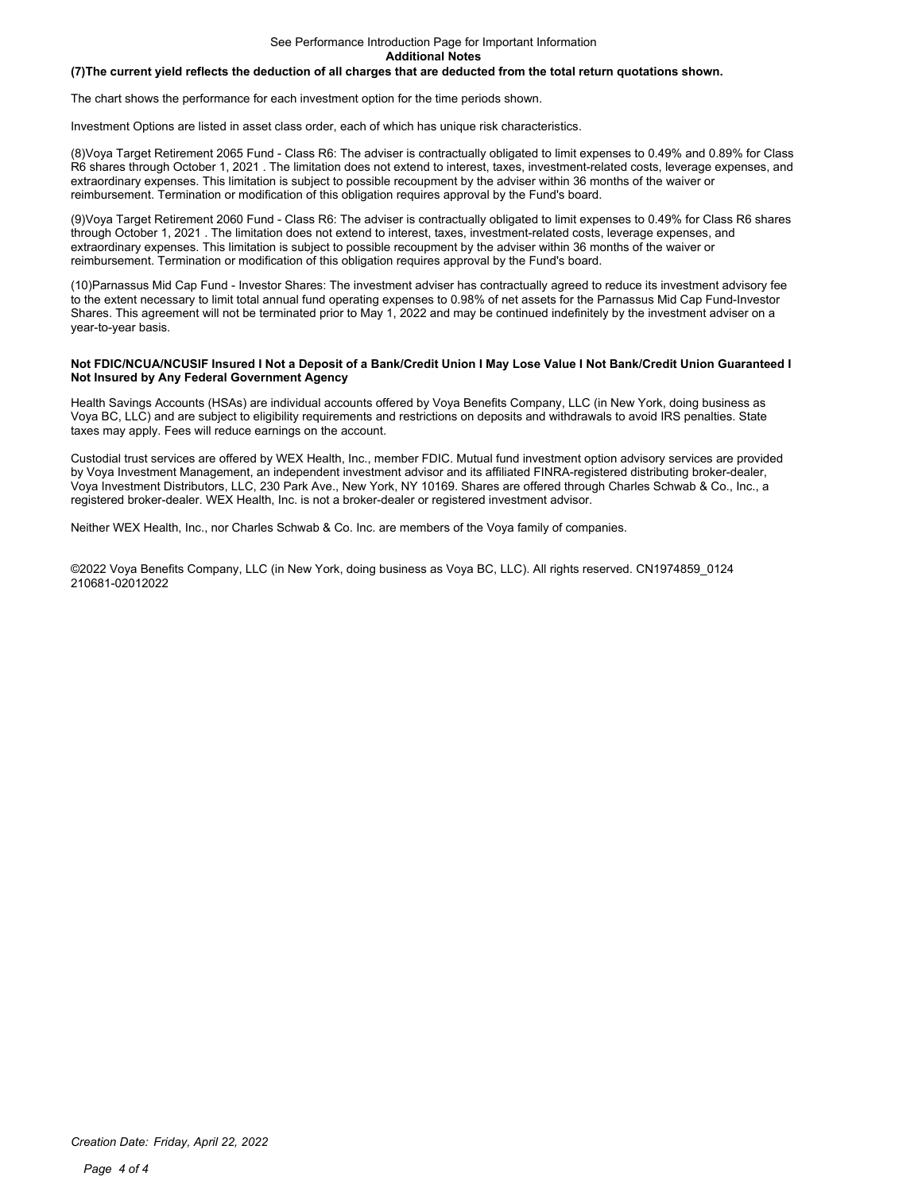See Performance Introduction Page for Important Information

**Additional Notes**

**(7)The current yield reflects the deduction of all charges that are deducted from the total return quotations shown.**

The chart shows the performance for each investment option for the time periods shown.

Investment Options are listed in asset class order, each of which has unique risk characteristics.

(8)Voya Target Retirement 2065 Fund - Class R6: The adviser is contractually obligated to limit expenses to 0.49% and 0.89% for Class R6 shares through October 1, 2021 . The limitation does not extend to interest, taxes, investment-related costs, leverage expenses, and extraordinary expenses. This limitation is subject to possible recoupment by the adviser within 36 months of the waiver or reimbursement. Termination or modification of this obligation requires approval by the Fund's board.

(9)Voya Target Retirement 2060 Fund - Class R6: The adviser is contractually obligated to limit expenses to 0.49% for Class R6 shares through October 1, 2021 . The limitation does not extend to interest, taxes, investment-related costs, leverage expenses, and extraordinary expenses. This limitation is subject to possible recoupment by the adviser within 36 months of the waiver or reimbursement. Termination or modification of this obligation requires approval by the Fund's board.

(10)Parnassus Mid Cap Fund - Investor Shares: The investment adviser has contractually agreed to reduce its investment advisory fee to the extent necessary to limit total annual fund operating expenses to 0.98% of net assets for the Parnassus Mid Cap Fund-Investor Shares. This agreement will not be terminated prior to May 1, 2022 and may be continued indefinitely by the investment adviser on a year-to-year basis.

**Not FDIC/NCUA/NCUSIF Insured I Not a Deposit of a Bank/Credit Union I May Lose Value I Not Bank/Credit Union Guaranteed I Not Insured by Any Federal Government Agency**

Health Savings Accounts (HSAs) are individual accounts offered by Voya Benefits Company, LLC (in New York, doing business as Voya BC, LLC) and are subject to eligibility requirements and restrictions on deposits and withdrawals to avoid IRS penalties. State taxes may apply. Fees will reduce earnings on the account.

Custodial trust services are offered by WEX Health, Inc., member FDIC. Mutual fund investment option advisory services are provided by Voya Investment Management, an independent investment advisor and its affiliated FINRA-registered distributing broker-dealer, Voya Investment Distributors, LLC, 230 Park Ave., New York, NY 10169. Shares are offered through Charles Schwab & Co., Inc., a registered broker-dealer. WEX Health, Inc. is not a broker-dealer or registered investment advisor.

Neither WEX Health, Inc., nor Charles Schwab & Co. Inc. are members of the Voya family of companies.

©2022 Voya Benefits Company, LLC (in New York, doing business as Voya BC, LLC). All rights reserved. CN1974859_0124
210681-02012022

*Creation Date: Friday, April 22, 2022*